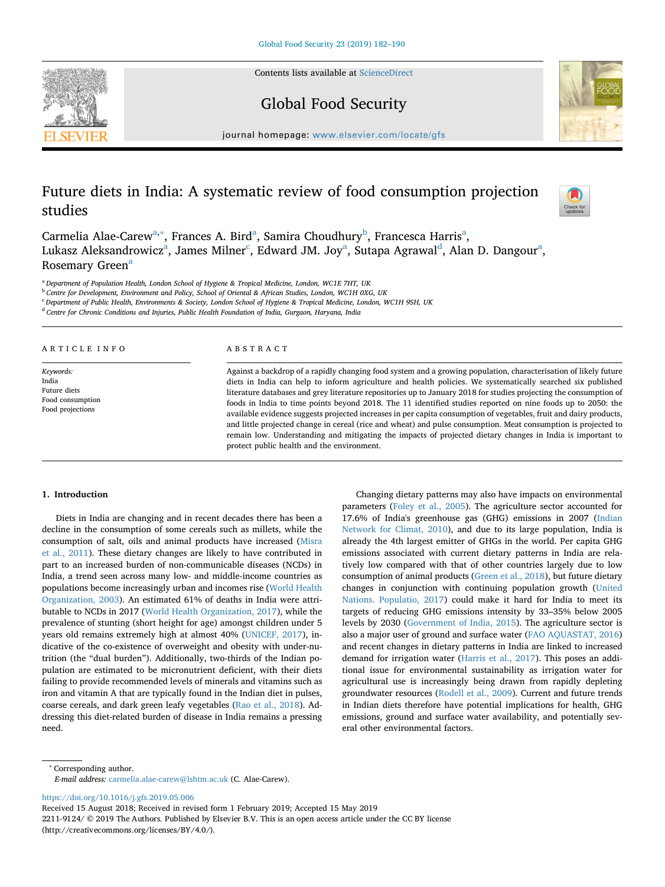# Future diets in India: A systematic review of food consumption projection studies

Carmelia Alae-Carew[a,*], Frances A. Bird[a], Samira Choudhury[b], Francesca Harris[a], Lukasz Aleksandrowicz[a], James Milner[c], Edward JM. Joy[a], Sutapa Agrawal[d], Alan D. Dangour[a], Rosemary Green[a]

[a] Department of Population Health, London School of Hygiene & Tropical Medicine, London, WC1E 7HT, UK
[b] Centre for Development, Environment and Policy, School of Oriental & African Studies, London, WC1H 0XG, UK
[c] Department of Public Health, Environments & Society, London School of Hygiene & Tropical Medicine, London, WC1H 9SH, UK
[d] Centre for Chronic Conditions and Injuries, Public Health Foundation of India, Gurgaon, Haryana, India

## ARTICLE INFO

*Keywords:*
India
Future diets
Food consumption
Food projections

## ABSTRACT

Against a backdrop of a rapidly changing food system and a growing population, characterisation of likely future diets in India can help to inform agriculture and health policies. We systematically searched six published literature databases and grey literature repositories up to January 2018 for studies projecting the consumption of foods in India to time points beyond 2018. The 11 identified studies reported on nine foods up to 2050: the available evidence suggests projected increases in per capita consumption of vegetables, fruit and dairy products, and little projected change in cereal (rice and wheat) and pulse consumption. Meat consumption is projected to remain low. Understanding and mitigating the impacts of projected dietary changes in India is important to protect public health and the environment.

## 1. Introduction

Diets in India are changing and in recent decades there has been a decline in the consumption of some cereals such as millets, while the consumption of salt, oils and animal products have increased (Misra et al., 2011). These dietary changes are likely to have contributed in part to an increased burden of non-communicable diseases (NCDs) in India, a trend seen across many low- and middle-income countries as populations become increasingly urban and incomes rise (World Health Organization, 2003). An estimated 61% of deaths in India were attributable to NCDs in 2017 (World Health Organization, 2017), while the prevalence of stunting (short height for age) amongst children under 5 years old remains extremely high at almost 40% (UNICEF, 2017), indicative of the co-existence of overweight and obesity with under-nutrition (the "dual burden"). Additionally, two-thirds of the Indian population are estimated to be micronutrient deficient, with their diets failing to provide recommended levels of minerals and vitamins such as iron and vitamin A that are typically found in the Indian diet in pulses, coarse cereals, and dark green leafy vegetables (Rao et al., 2018). Addressing this diet-related burden of disease in India remains a pressing need.

Changing dietary patterns may also have impacts on environmental parameters (Foley et al., 2005). The agriculture sector accounted for 17.6% of India's greenhouse gas (GHG) emissions in 2007 (Indian Network for Climat, 2010), and due to its large population, India is already the 4th largest emitter of GHGs in the world. Per capita GHG emissions associated with current dietary patterns in India are relatively low compared with that of other countries largely due to low consumption of animal products (Green et al., 2018), but future dietary changes in conjunction with continuing population growth (United Nations. Populatio, 2017) could make it hard for India to meet its targets of reducing GHG emissions intensity by 33–35% below 2005 levels by 2030 (Government of India, 2015). The agriculture sector is also a major user of ground and surface water (FAO AQUASTAT, 2016) and recent changes in dietary patterns in India are linked to increased demand for irrigation water (Harris et al., 2017). This poses an additional issue for environmental sustainability as irrigation water for agricultural use is increasingly being drawn from rapidly depleting groundwater resources (Rodell et al., 2009). Current and future trends in Indian diets therefore have potential implications for health, GHG emissions, ground and surface water availability, and potentially several other environmental factors.

\* Corresponding author.
*E-mail address:* carmelia.alae-carew@lshtm.ac.uk (C. Alae-Carew).

https://doi.org/10.1016/j.gfs.2019.05.006
Received 15 August 2018; Received in revised form 1 February 2019; Accepted 15 May 2019
2211-9124/ © 2019 The Authors. Published by Elsevier B.V. This is an open access article under the CC BY license (http://creativecommons.org/licenses/BY/4.0/).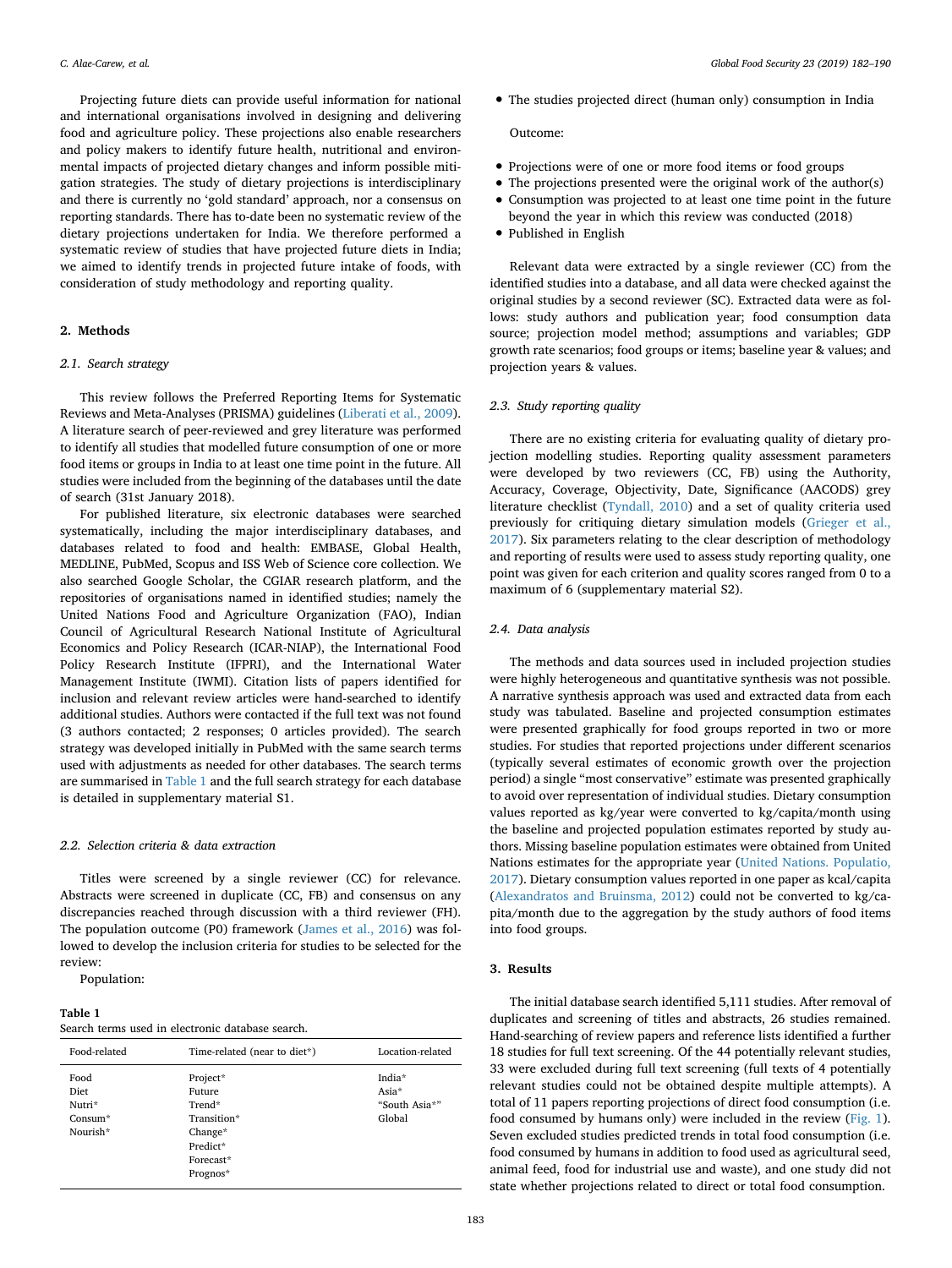Projecting future diets can provide useful information for national and international organisations involved in designing and delivering food and agriculture policy. These projections also enable researchers and policy makers to identify future health, nutritional and environmental impacts of projected dietary changes and inform possible mitigation strategies. The study of dietary projections is interdisciplinary and there is currently no 'gold standard' approach, nor a consensus on reporting standards. There has to-date been no systematic review of the dietary projections undertaken for India. We therefore performed a systematic review of studies that have projected future diets in India; we aimed to identify trends in projected future intake of foods, with consideration of study methodology and reporting quality.

## 2. Methods

### 2.1. Search strategy

This review follows the Preferred Reporting Items for Systematic Reviews and Meta-Analyses (PRISMA) guidelines (Liberati et al., 2009). A literature search of peer-reviewed and grey literature was performed to identify all studies that modelled future consumption of one or more food items or groups in India to at least one time point in the future. All studies were included from the beginning of the databases until the date of search (31st January 2018).

For published literature, six electronic databases were searched systematically, including the major interdisciplinary databases, and databases related to food and health: EMBASE, Global Health, MEDLINE, PubMed, Scopus and ISS Web of Science core collection. We also searched Google Scholar, the CGIAR research platform, and the repositories of organisations named in identified studies; namely the United Nations Food and Agriculture Organization (FAO), Indian Council of Agricultural Research National Institute of Agricultural Economics and Policy Research (ICAR-NIAP), the International Food Policy Research Institute (IFPRI), and the International Water Management Institute (IWMI). Citation lists of papers identified for inclusion and relevant review articles were hand-searched to identify additional studies. Authors were contacted if the full text was not found (3 authors contacted; 2 responses; 0 articles provided). The search strategy was developed initially in PubMed with the same search terms used with adjustments as needed for other databases. The search terms are summarised in Table 1 and the full search strategy for each database is detailed in supplementary material S1.

### 2.2. Selection criteria & data extraction

Titles were screened by a single reviewer (CC) for relevance. Abstracts were screened in duplicate (CC, FB) and consensus on any discrepancies reached through discussion with a third reviewer (FH). The population outcome (P0) framework (James et al., 2016) was followed to develop the inclusion criteria for studies to be selected for the review:

Population:

- The studies projected direct (human only) consumption in India

Outcome:

- Projections were of one or more food items or food groups
- The projections presented were the original work of the author(s)
- Consumption was projected to at least one time point in the future beyond the year in which this review was conducted (2018)
- Published in English

**Table 1**
Search terms used in electronic database search.

| Food-related | Time-related (near to diet*) | Location-related |
|---|---|---|
| Food<br>Diet<br>Nutri*<br>Consum*<br>Nourish* | Project*<br>Future<br>Trend*<br>Transition*<br>Change*<br>Predict*<br>Forecast*<br>Prognos* | India*<br>Asia*<br>"South Asia*"<br>Global |

Relevant data were extracted by a single reviewer (CC) from the identified studies into a database, and all data were checked against the original studies by a second reviewer (SC). Extracted data were as follows: study authors and publication year; food consumption data source; projection model method; assumptions and variables; GDP growth rate scenarios; food groups or items; baseline year & values; and projection years & values.

### 2.3. Study reporting quality

There are no existing criteria for evaluating quality of dietary projection modelling studies. Reporting quality assessment parameters were developed by two reviewers (CC, FB) using the Authority, Accuracy, Coverage, Objectivity, Date, Significance (AACODS) grey literature checklist (Tyndall, 2010) and a set of quality criteria used previously for critiquing dietary simulation models (Grieger et al., 2017). Six parameters relating to the clear description of methodology and reporting of results were used to assess study reporting quality, one point was given for each criterion and quality scores ranged from 0 to a maximum of 6 (supplementary material S2).

### 2.4. Data analysis

The methods and data sources used in included projection studies were highly heterogeneous and quantitative synthesis was not possible. A narrative synthesis approach was used and extracted data from each study was tabulated. Baseline and projected consumption estimates were presented graphically for food groups reported in two or more studies. For studies that reported projections under different scenarios (typically several estimates of economic growth over the projection period) a single "most conservative" estimate was presented graphically to avoid over representation of individual studies. Dietary consumption values reported as kg/year were converted to kg/capita/month using the baseline and projected population estimates reported by study authors. Missing baseline population estimates were obtained from United Nations estimates for the appropriate year (United Nations. Populatio, 2017). Dietary consumption values reported in one paper as kcal/capita (Alexandratos and Bruinsma, 2012) could not be converted to kg/capita/month due to the aggregation by the study authors of food items into food groups.

## 3. Results

The initial database search identified 5,111 studies. After removal of duplicates and screening of titles and abstracts, 26 studies remained. Hand-searching of review papers and reference lists identified a further 18 studies for full text screening. Of the 44 potentially relevant studies, 33 were excluded during full text screening (full texts of 4 potentially relevant studies could not be obtained despite multiple attempts). A total of 11 papers reporting projections of direct food consumption (i.e. food consumed by humans only) were included in the review (Fig. 1). Seven excluded studies predicted trends in total food consumption (i.e. food consumed by humans in addition to food used as agricultural seed, animal feed, food for industrial use and waste), and one study did not state whether projections related to direct or total food consumption.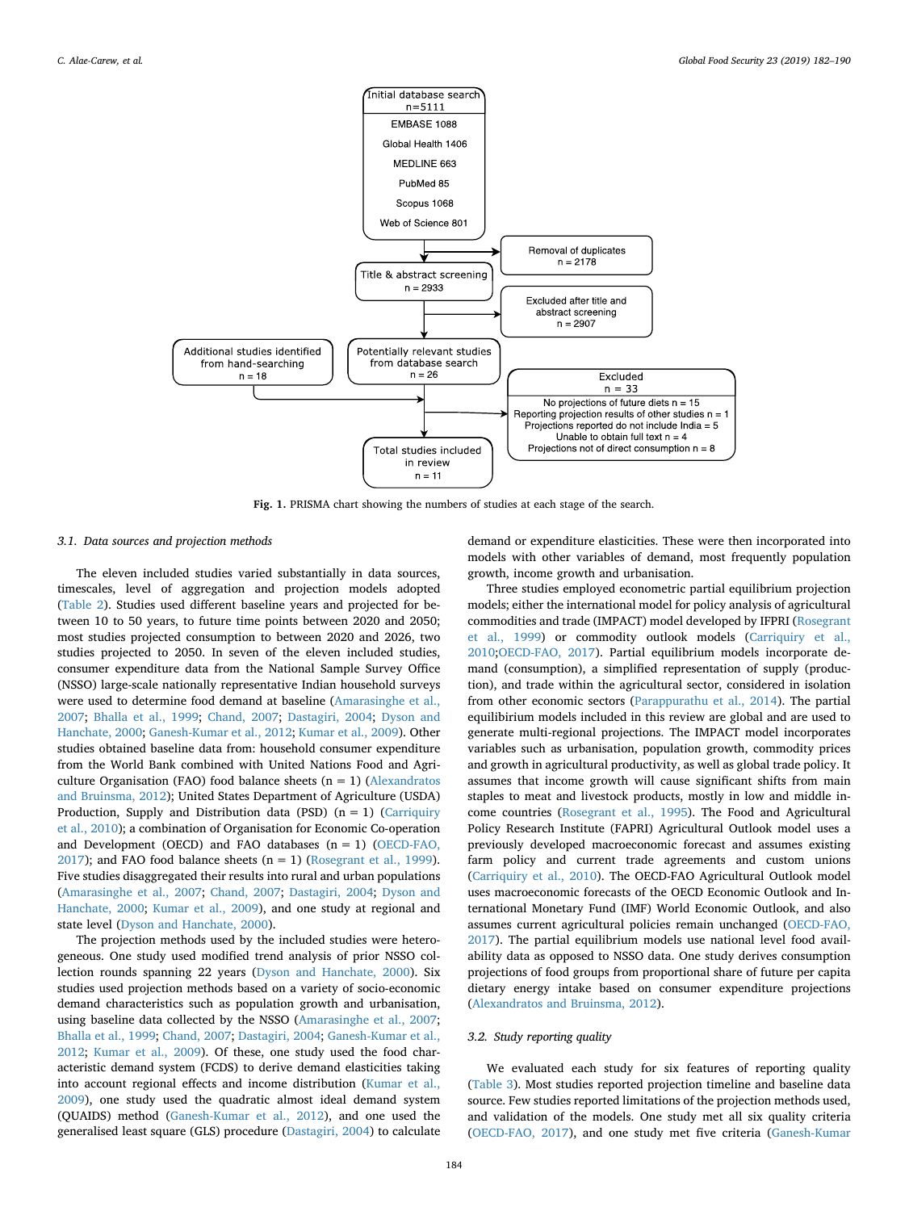Fig. 1. PRISMA chart showing the numbers of studies at each stage of the search.

### 3.1. Data sources and projection methods

The eleven included studies varied substantially in data sources, timescales, level of aggregation and projection models adopted (Table 2). Studies used different baseline years and projected for between 10 to 50 years, to future time points between 2020 and 2050; most studies projected consumption to between 2020 and 2026, two studies projected to 2050. In seven of the eleven included studies, consumer expenditure data from the National Sample Survey Office (NSSO) large-scale nationally representative Indian household surveys were used to determine food demand at baseline (Amarasinghe et al., 2007; Bhalla et al., 1999; Chand, 2007; Dastagiri, 2004; Dyson and Hanchate, 2000; Ganesh-Kumar et al., 2012; Kumar et al., 2009). Other studies obtained baseline data from: household consumer expenditure from the World Bank combined with United Nations Food and Agriculture Organisation (FAO) food balance sheets (n = 1) (Alexandratos and Bruinsma, 2012); United States Department of Agriculture (USDA) Production, Supply and Distribution data (PSD) (n = 1) (Carriquiry et al., 2010); a combination of Organisation for Economic Co-operation and Development (OECD) and FAO databases (n = 1) (OECD-FAO, 2017); and FAO food balance sheets (n = 1) (Rosegrant et al., 1999). Five studies disaggregated their results into rural and urban populations (Amarasinghe et al., 2007; Chand, 2007; Dastagiri, 2004; Dyson and Hanchate, 2000; Kumar et al., 2009), and one study at regional and state level (Dyson and Hanchate, 2000).

The projection methods used by the included studies were heterogeneous. One study used modified trend analysis of prior NSSO collection rounds spanning 22 years (Dyson and Hanchate, 2000). Six studies used projection methods based on a variety of socio-economic demand characteristics such as population growth and urbanisation, using baseline data collected by the NSSO (Amarasinghe et al., 2007; Bhalla et al., 1999; Chand, 2007; Dastagiri, 2004; Ganesh-Kumar et al., 2012; Kumar et al., 2009). Of these, one study used the food characteristic demand system (FCDS) to derive demand elasticities taking into account regional effects and income distribution (Kumar et al., 2009), one study used the quadratic almost ideal demand system (QUAIDS) method (Ganesh-Kumar et al., 2012), and one used the generalised least square (GLS) procedure (Dastagiri, 2004) to calculate demand or expenditure elasticities. These were then incorporated into models with other variables of demand, most frequently population growth, income growth and urbanisation.

Three studies employed econometric partial equilibrium projection models; either the international model for policy analysis of agricultural commodities and trade (IMPACT) model developed by IFPRI (Rosegrant et al., 1999) or commodity outlook models (Carriquiry et al., 2010;OECD-FAO, 2017). Partial equilibrium models incorporate demand (consumption), a simplified representation of supply (production), and trade within the agricultural sector, considered in isolation from other economic sectors (Parappurathu et al., 2014). The partial equilibrium models included in this review are global and are used to generate multi-regional projections. The IMPACT model incorporates variables such as urbanisation, population growth, commodity prices and growth in agricultural productivity, as well as global trade policy. It assumes that income growth will cause significant shifts from main staples to meat and livestock products, mostly in low and middle income countries (Rosegrant et al., 1995). The Food and Agricultural Policy Research Institute (FAPRI) Agricultural Outlook model uses a previously developed macroeconomic forecast and assumes existing farm policy and current trade agreements and custom unions (Carriquiry et al., 2010). The OECD-FAO Agricultural Outlook model uses macroeconomic forecasts of the OECD Economic Outlook and International Monetary Fund (IMF) World Economic Outlook, and also assumes current agricultural policies remain unchanged (OECD-FAO, 2017). The partial equilibrium models use national level food availability data as opposed to NSSO data. One study derives consumption projections of food groups from proportional share of future per capita dietary energy intake based on consumer expenditure projections (Alexandratos and Bruinsma, 2012).

### 3.2. Study reporting quality

We evaluated each study for six features of reporting quality (Table 3). Most studies reported projection timeline and baseline data source. Few studies reported limitations of the projection methods used, and validation of the models. One study met all six quality criteria (OECD-FAO, 2017), and one study met five criteria (Ganesh-Kumar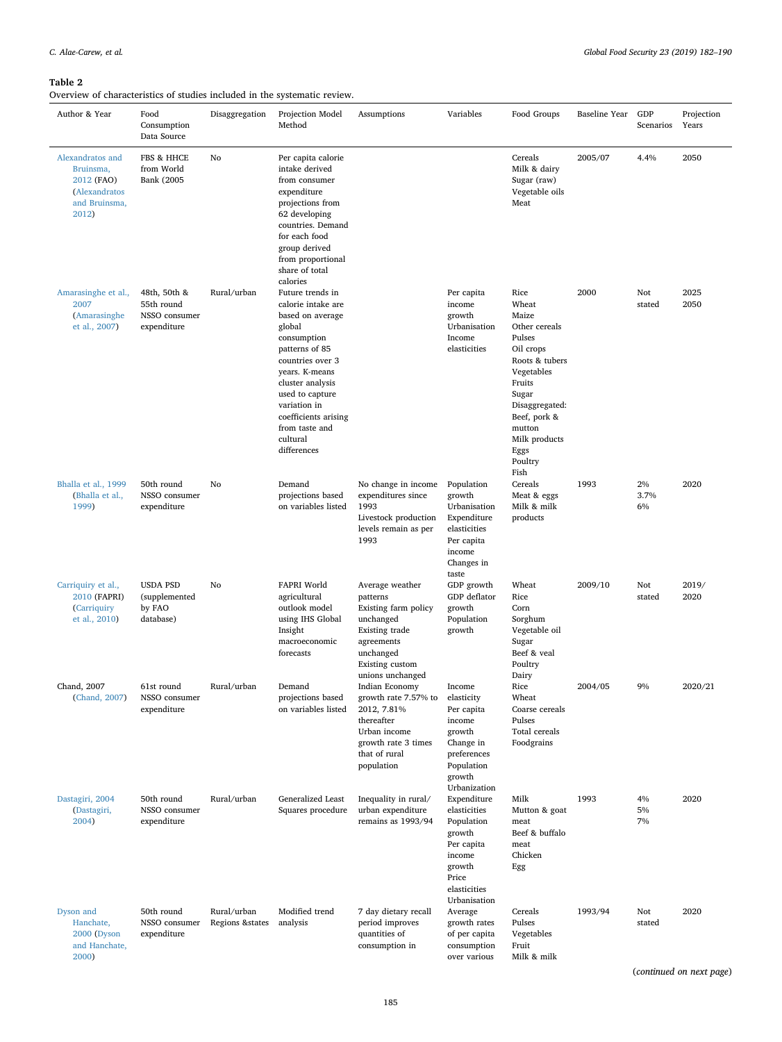**Table 2**
Overview of characteristics of studies included in the systematic review.

| Author & Year | Food Consumption Data Source | Disaggregation | Projection Model Method | Assumptions | Variables | Food Groups | Baseline Year | GDP Scenarios | Projection Years |
|---|---|---|---|---|---|---|---|---|---|
| Alexandratos and Bruinsma, 2012 (FAO) (Alexandratos and Bruinsma, 2012) | FBS & HHCE from World Bank (2005 | No | Per capita calorie intake derived from consumer expenditure projections from 62 developing countries. Demand for each food group derived from proportional share of total calories | | | Cereals<br>Milk & dairy<br>Sugar (raw)<br>Vegetable oils<br>Meat | 2005/07 | 4.4% | 2050 |
| Amarasinghe et al., 2007 (Amarasinghe et al., 2007) | 48th, 50th & 55th round NSSO consumer expenditure | Rural/urban | Future trends in calorie intake are based on average global consumption patterns of 85 countries over 3 years. K-means cluster analysis used to capture variation in coefficients arising from taste and cultural differences | | Per capita income growth<br>Urbanisation<br>Income elasticities | Rice<br>Wheat<br>Maize<br>Other cereals<br>Pulses<br>Oil crops<br>Roots & tubers<br>Vegetables<br>Fruits<br>Sugar<br>Disaggregated: Beef, pork & mutton<br>Milk products<br>Eggs<br>Poultry<br>Fish | 2000 | Not stated | 2025<br>2050 |
| Bhalla et al., 1999 (Bhalla et al., 1999) | 50th round NSSO consumer expenditure | No | Demand projections based on variables listed | No change in income expenditures since 1993<br>Livestock production levels remain as per 1993 | Population growth<br>Urbanisation<br>Expenditure elasticities<br>Per capita income<br>Changes in taste | Cereals<br>Meat & eggs<br>Milk & milk products | 1993 | 2%<br>3.7%<br>6% | 2020 |
| Carriquiry et al., 2010 (FAPRI) (Carriquiry et al., 2010) | USDA PSD (supplemented by FAO database) | No | FAPRI World agricultural outlook model using IHS Global Insight macroeconomic forecasts | Average weather patterns<br>Existing farm policy unchanged<br>Existing trade agreements unchanged<br>Existing custom unions unchanged | GDP growth<br>GDP deflator growth<br>Population growth | Wheat<br>Rice<br>Corn<br>Sorghum<br>Vegetable oil<br>Sugar<br>Beef & veal<br>Poultry<br>Dairy | 2009/10 | Not stated | 2019/2020 |
| Chand, 2007 (Chand, 2007) | 61st round NSSO consumer expenditure | Rural/urban | Demand projections based on variables listed | Indian Economy growth rate 7.57% to 2012, 7.81% thereafter<br>Urban income growth rate 3 times that of rural population | Income elasticity<br>Per capita income growth<br>Change in preferences<br>Population growth<br>Urbanization | Rice<br>Wheat<br>Coarse cereals<br>Pulses<br>Total cereals<br>Foodgrains | 2004/05 | 9% | 2020/21 |
| Dastagiri, 2004 (Dastagiri, 2004) | 50th round NSSO consumer expenditure | Rural/urban | Generalized Least Squares procedure | Inequality in rural/urban expenditure remains as 1993/94 | Expenditure elasticities<br>Population growth<br>Per capita income growth<br>Price elasticities<br>Urbanisation | Milk<br>Mutton & goat meat<br>Beef & buffalo meat<br>Chicken<br>Egg | 1993 | 4%<br>5%<br>7% | 2020 |
| Dyson and Hanchate, 2000 (Dyson and Hanchate, 2000) | 50th round NSSO consumer expenditure | Rural/urban<br>Regions &states | Modified trend analysis | 7 day dietary recall period improves quantities of consumption in | Average growth rates of per capita consumption over various | Cereals<br>Pulses<br>Vegetables<br>Fruit<br>Milk & milk | 1993/94 | Not stated | 2020 |

(*continued on next page*)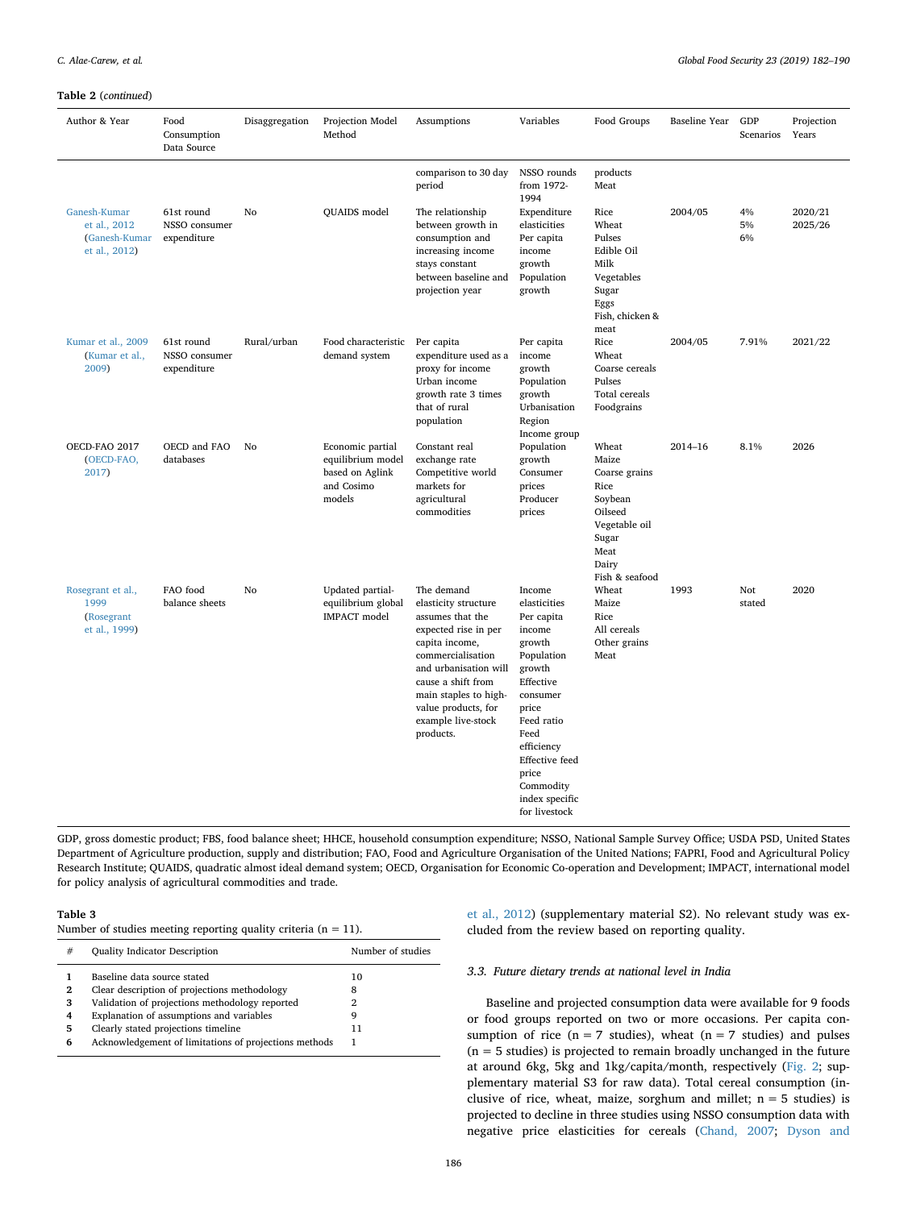**Table 2** (*continued*)

| Author & Year | Food Consumption Data Source | Disaggregation | Projection Model Method | Assumptions | Variables | Food Groups | Baseline Year | GDP Scenarios | Projection Years |
|---|---|---|---|---|---|---|---|---|---|
| | | | | comparison to 30 day period | NSSO rounds from 1972-1994 | products<br>Meat | | | |
| Ganesh-Kumar et al., 2012 (Ganesh-Kumar et al., 2012) | 61st round NSSO consumer expenditure | No | QUAIDS model | The relationship between growth in consumption and increasing income stays constant between baseline and projection year | Expenditure elasticities<br>Per capita income growth<br>Population growth | Rice<br>Wheat<br>Pulses<br>Edible Oil<br>Milk<br>Vegetables<br>Sugar<br>Eggs<br>Fish, chicken & meat | 2004/05 | 4%<br>5%<br>6% | 2020/21<br>2025/26 |
| Kumar et al., 2009 (Kumar et al., 2009) | 61st round NSSO consumer expenditure | Rural/urban | Food characteristic demand system | Per capita expenditure used as a proxy for income<br>Urban income growth rate 3 times that of rural population | Per capita income growth<br>Population growth<br>Urbanisation<br>Region<br>Income group | Rice<br>Wheat<br>Coarse cereals<br>Pulses<br>Total cereals<br>Foodgrains | 2004/05 | 7.91% | 2021/22 |
| OECD-FAO 2017 (OECD-FAO, 2017) | OECD and FAO databases | No | Economic partial equilibrium model based on Aglink and Cosimo models | Constant real exchange rate<br>Competitive world markets for agricultural commodities | Population growth<br>Consumer prices<br>Producer prices | Wheat<br>Maize<br>Coarse grains<br>Rice<br>Soybean<br>Oilseed<br>Vegetable oil<br>Sugar<br>Meat<br>Dairy<br>Fish & seafood | 2014–16 | 8.1% | 2026 |
| Rosegrant et al., 1999 (Rosegrant et al., 1999) | FAO food balance sheets | No | Updated partial-equilibrium global IMPACT model | The demand elasticity structure assumes that the expected rise in per capita income, commercialisation and urbanisation will cause a shift from main staples to high-value products, for example live-stock products. | Income elasticities<br>Per capita income growth<br>Population growth<br>Effective consumer price<br>Feed ratio<br>Feed efficiency<br>Effective feed price<br>Commodity index specific for livestock | Wheat<br>Maize<br>Rice<br>All cereals<br>Other grains<br>Meat | 1993 | Not stated | 2020 |

GDP, gross domestic product; FBS, food balance sheet; HHCE, household consumption expenditure; NSSO, National Sample Survey Office; USDA PSD, United States Department of Agriculture production, supply and distribution; FAO, Food and Agriculture Organisation of the United Nations; FAPRI, Food and Agricultural Policy Research Institute; QUAIDS, quadratic almost ideal demand system; OECD, Organisation for Economic Co-operation and Development; IMPACT, international model for policy analysis of agricultural commodities and trade.

**Table 3**
Number of studies meeting reporting quality criteria (n = 11).

| # | Quality Indicator Description | Number of studies |
|---|---|---|
| 1 | Baseline data source stated | 10 |
| 2 | Clear description of projections methodology | 8 |
| 3 | Validation of projections methodology reported | 2 |
| 4 | Explanation of assumptions and variables | 9 |
| 5 | Clearly stated projections timeline | 11 |
| 6 | Acknowledgement of limitations of projections methods | 1 |

et al., 2012) (supplementary material S2). No relevant study was excluded from the review based on reporting quality.

### 3.3. Future dietary trends at national level in India

Baseline and projected consumption data were available for 9 foods or food groups reported on two or more occasions. Per capita consumption of rice (n = 7 studies), wheat (n = 7 studies) and pulses (n = 5 studies) is projected to remain broadly unchanged in the future at around 6kg, 5kg and 1kg/capita/month, respectively (Fig. 2; supplementary material S3 for raw data). Total cereal consumption (inclusive of rice, wheat, maize, sorghum and millet; n = 5 studies) is projected to decline in three studies using NSSO consumption data with negative price elasticities for cereals (Chand, 2007; Dyson and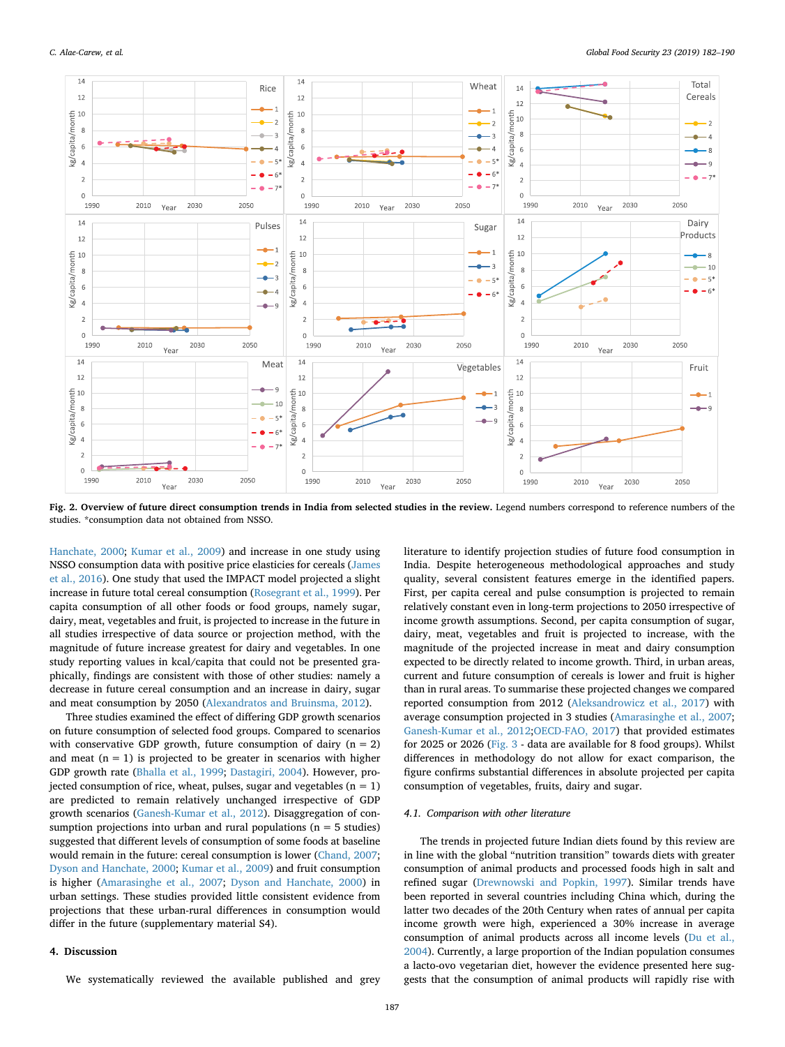**Fig. 2. Overview of future direct consumption trends in India from selected studies in the review.** Legend numbers correspond to reference numbers of the studies. *consumption data not obtained from NSSO.

Hanchate, 2000; Kumar et al., 2009) and increase in one study using NSSO consumption data with positive price elasticies for cereals (James et al., 2016). One study that used the IMPACT model projected a slight increase in future total cereal consumption (Rosegrant et al., 1999). Per capita consumption of all other foods or food groups, namely sugar, dairy, meat, vegetables and fruit, is projected to increase in the future in all studies irrespective of data source or projection method, with the magnitude of future increase greatest for dairy and vegetables. In one study reporting values in kcal/capita that could not be presented graphically, findings are consistent with those of other studies: namely a decrease in future cereal consumption and an increase in dairy, sugar and meat consumption by 2050 (Alexandratos and Bruinsma, 2012).

Three studies examined the effect of differing GDP growth scenarios on future consumption of selected food groups. Compared to scenarios with conservative GDP growth, future consumption of dairy (n = 2) and meat (n = 1) is projected to be greater in scenarios with higher GDP growth rate (Bhalla et al., 1999; Dastagiri, 2004). However, projected consumption of rice, wheat, pulses, sugar and vegetables (n = 1) are predicted to remain relatively unchanged irrespective of GDP growth scenarios (Ganesh-Kumar et al., 2012). Disaggregation of consumption projections into urban and rural populations (n = 5 studies) suggested that different levels of consumption of some foods at baseline would remain in the future: cereal consumption is lower (Chand, 2007; Dyson and Hanchate, 2000; Kumar et al., 2009) and fruit consumption is higher (Amarasinghe et al., 2007; Dyson and Hanchate, 2000) in urban settings. These studies provided little consistent evidence from projections that these urban-rural differences in consumption would differ in the future (supplementary material S4).

## 4. Discussion

We systematically reviewed the available published and grey literature to identify projection studies of future food consumption in India. Despite heterogeneous methodological approaches and study quality, several consistent features emerge in the identified papers. First, per capita cereal and pulse consumption is projected to remain relatively constant even in long-term projections to 2050 irrespective of income growth assumptions. Second, per capita consumption of sugar, dairy, meat, vegetables and fruit is projected to increase, with the magnitude of the projected increase in meat and dairy consumption expected to be directly related to income growth. Third, in urban areas, current and future consumption of cereals is lower and fruit is higher than in rural areas. To summarise these projected changes we compared reported consumption from 2012 (Aleksandrowicz et al., 2017) with average consumption projected in 3 studies (Amarasinghe et al., 2007; Ganesh-Kumar et al., 2012;OECD-FAO, 2017) that provided estimates for 2025 or 2026 (Fig. 3 - data are available for 8 food groups). Whilst differences in methodology do not allow for exact comparison, the figure confirms substantial differences in absolute projected per capita consumption of vegetables, fruits, dairy and sugar.

### 4.1. Comparison with other literature

The trends in projected future Indian diets found by this review are in line with the global "nutrition transition" towards diets with greater consumption of animal products and processed foods high in salt and refined sugar (Drewnowski and Popkin, 1997). Similar trends have been reported in several countries including China which, during the latter two decades of the 20th Century when rates of annual per capita income growth were high, experienced a 30% increase in average consumption of animal products across all income levels (Du et al., 2004). Currently, a large proportion of the Indian population consumes a lacto-ovo vegetarian diet, however the evidence presented here suggests that the consumption of animal products will rapidly rise with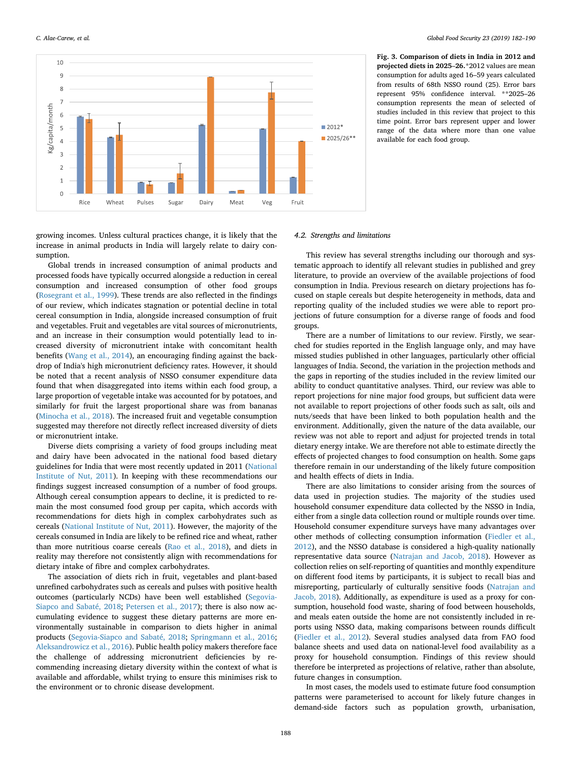**Fig. 3. Comparison of diets in India in 2012 and projected diets in 2025–26.**\*2012 values are mean consumption for adults aged 16–59 years calculated from results of 68th NSSO round (25). Error bars represent 95% confidence interval. \*\*2025–26 consumption represents the mean of selected of studies included in this review that project to this time point. Error bars represent upper and lower range of the data where more than one value available for each food group.

growing incomes. Unless cultural practices change, it is likely that the increase in animal products in India will largely relate to dairy consumption.

Global trends in increased consumption of animal products and processed foods have typically occurred alongside a reduction in cereal consumption and increased consumption of other food groups (Rosegrant et al., 1999). These trends are also reflected in the findings of our review, which indicates stagnation or potential decline in total cereal consumption in India, alongside increased consumption of fruit and vegetables. Fruit and vegetables are vital sources of micronutrients, and an increase in their consumption would potentially lead to increased diversity of micronutrient intake with concomitant health benefits (Wang et al., 2014), an encouraging finding against the backdrop of India's high micronutrient deficiency rates. However, it should be noted that a recent analysis of NSSO consumer expenditure data found that when disaggregated into items within each food group, a large proportion of vegetable intake was accounted for by potatoes, and similarly for fruit the largest proportional share was from bananas (Minocha et al., 2018). The increased fruit and vegetable consumption suggested may therefore not directly reflect increased diversity of diets or micronutrient intake.

Diverse diets comprising a variety of food groups including meat and dairy have been advocated in the national food based dietary guidelines for India that were most recently updated in 2011 (National Institute of Nut, 2011). In keeping with these recommendations our findings suggest increased consumption of a number of food groups. Although cereal consumption appears to decline, it is predicted to remain the most consumed food group per capita, which accords with recommendations for diets high in complex carbohydrates such as cereals (National Institute of Nut, 2011). However, the majority of the cereals consumed in India are likely to be refined rice and wheat, rather than more nutritious coarse cereals (Rao et al., 2018), and diets in reality may therefore not consistently align with recommendations for dietary intake of fibre and complex carbohydrates.

The association of diets rich in fruit, vegetables and plant-based unrefined carbohydrates such as cereals and pulses with positive health outcomes (particularly NCDs) have been well established (Segovia-Siapco and Sabaté, 2018; Petersen et al., 2017); there is also now accumulating evidence to suggest these dietary patterns are more environmentally sustainable in comparison to diets higher in animal products (Segovia-Siapco and Sabaté, 2018; Springmann et al., 2016; Aleksandrowicz et al., 2016). Public health policy makers therefore face the challenge of addressing micronutrient deficiencies by recommending increasing dietary diversity within the context of what is available and affordable, whilst trying to ensure this minimises risk to the environment or to chronic disease development.

### 4.2. Strengths and limitations

This review has several strengths including our thorough and systematic approach to identify all relevant studies in published and grey literature, to provide an overview of the available projections of food consumption in India. Previous research on dietary projections has focused on staple cereals but despite heterogeneity in methods, data and reporting quality of the included studies we were able to report projections of future consumption for a diverse range of foods and food groups.

There are a number of limitations to our review. Firstly, we searched for studies reported in the English language only, and may have missed studies published in other languages, particularly other official languages of India. Second, the variation in the projection methods and the gaps in reporting of the studies included in the review limited our ability to conduct quantitative analyses. Third, our review was able to report projections for nine major food groups, but sufficient data were not available to report projections of other foods such as salt, oils and nuts/seeds that have been linked to both population health and the environment. Additionally, given the nature of the data available, our review was not able to report and adjust for projected trends in total dietary energy intake. We are therefore not able to estimate directly the effects of projected changes to food consumption on health. Some gaps therefore remain in our understanding of the likely future composition and health effects of diets in India.

There are also limitations to consider arising from the sources of data used in projection studies. The majority of the studies used household consumer expenditure data collected by the NSSO in India, either from a single data collection round or multiple rounds over time. Household consumer expenditure surveys have many advantages over other methods of collecting consumption information (Fiedler et al., 2012), and the NSSO database is considered a high-quality nationally representative data source (Natrajan and Jacob, 2018). However as collection relies on self-reporting of quantities and monthly expenditure on different food items by participants, it is subject to recall bias and misreporting, particularly of culturally sensitive foods (Natrajan and Jacob, 2018). Additionally, as expenditure is used as a proxy for consumption, household food waste, sharing of food between households, and meals eaten outside the home are not consistently included in reports using NSSO data, making comparisons between rounds difficult (Fiedler et al., 2012). Several studies analysed data from FAO food balance sheets and used data on national-level food availability as a proxy for household consumption. Findings of this review should therefore be interpreted as projections of relative, rather than absolute, future changes in consumption.

In most cases, the models used to estimate future food consumption patterns were parameterised to account for likely future changes in demand-side factors such as population growth, urbanisation,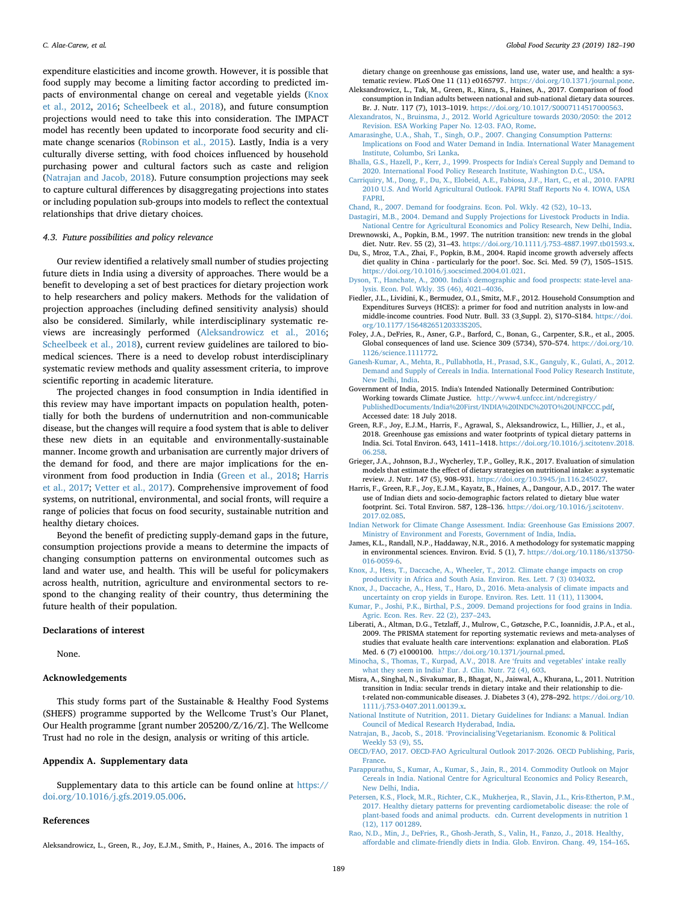expenditure elasticities and income growth. However, it is possible that food supply may become a limiting factor according to predicted impacts of environmental change on cereal and vegetable yields (Knox et al., 2012, 2016; Scheelbeek et al., 2018), and future consumption projections would need to take this into consideration. The IMPACT model has recently been updated to incorporate food security and climate change scenarios (Robinson et al., 2015). Lastly, India is a very culturally diverse setting, with food choices influenced by household purchasing power and cultural factors such as caste and religion (Natrajan and Jacob, 2018). Future consumption projections may seek to capture cultural differences by disaggregating projections into states or including population sub-groups into models to reflect the contextual relationships that drive dietary choices.

### 4.3. Future possibilities and policy relevance

Our review identified a relatively small number of studies projecting future diets in India using a diversity of approaches. There would be a benefit to developing a set of best practices for dietary projection work to help researchers and policy makers. Methods for the validation of projection approaches (including defined sensitivity analysis) should also be considered. Similarly, while interdisciplinary systematic reviews are increasingly performed (Aleksandrowicz et al., 2016; Scheelbeek et al., 2018), current review guidelines are tailored to biomedical sciences. There is a need to develop robust interdisciplinary systematic review methods and quality assessment criteria, to improve scientific reporting in academic literature.

The projected changes in food consumption in India identified in this review may have important impacts on population health, potentially for both the burdens of undernutrition and non-communicable disease, but the changes will require a food system that is able to deliver these new diets in an equitable and environmentally-sustainable manner. Income growth and urbanisation are currently major drivers of the demand for food, and there are major implications for the environment from food production in India (Green et al., 2018; Harris et al., 2017; Vetter et al., 2017). Comprehensive improvement of food systems, on nutritional, environmental, and social fronts, will require a range of policies that focus on food security, sustainable nutrition and healthy dietary choices.

Beyond the benefit of predicting supply-demand gaps in the future, consumption projections provide a means to determine the impacts of changing consumption patterns on environmental outcomes such as land and water use, and health. This will be useful for policymakers across health, nutrition, agriculture and environmental sectors to respond to the changing reality of their country, thus determining the future health of their population.

## Declarations of interest

None.

## Acknowledgements

This study forms part of the Sustainable & Healthy Food Systems (SHEFS) programme supported by the Wellcome Trust's Our Planet, Our Health programme [grant number 205200/Z/16/Z]. The Wellcome Trust had no role in the design, analysis or writing of this article.

## Appendix A. Supplementary data

Supplementary data to this article can be found online at https://doi.org/10.1016/j.gfs.2019.05.006.

## References

Aleksandrowicz, L., Green, R., Joy, E.J.M., Smith, P., Haines, A., 2016. The impacts of dietary change on greenhouse gas emissions, land use, water use, and health: a systematic review. PLoS One 11 (11) e0165797. https://doi.org/10.1371/journal.pone.

Aleksandrowicz, L., Tak, M., Green, R., Kinra, S., Haines, A., 2017. Comparison of food consumption in Indian adults between national and sub-national dietary data sources. Br. J. Nutr. 117 (7), 1013–1019. https://doi.org/10.1017/S0007114517000563.

Alexandratos, N., Bruinsma, J., 2012. World Agriculture towards 2030/2050: the 2012 Revision. ESA Working Paper No. 12-03. FAO, Rome.

Amarasinghe, U.A., Shah, T., Singh, O.P., 2007. Changing Consumption Patterns: Implications on Food and Water Demand in India. International Water Management Institute, Columbo, Sri Lanka.

Bhalla, G.S., Hazell, P., Kerr, J., 1999. Prospects for India's Cereal Supply and Demand to 2020. International Food Policy Research Institute, Washington D.C., USA.

Carriquiry, M., Dong, F., Du, X., Elobeid, A.E., Fabiosa, J.F., Hart, C., et al., 2010. FAPRI 2010 U.S. And World Agricultural Outlook. FAPRI Staff Reports No 4. IOWA, USA FAPRI.

Chand, R., 2007. Demand for foodgrains. Econ. Pol. Wkly. 42 (52), 10–13.

Dastagiri, M.B., 2004. Demand and Supply Projections for Livestock Products in India. National Centre for Agricultural Economics and Policy Research, New Delhi, India.

Drewnowski, A., Popkin, B.M., 1997. The nutrition transition: new trends in the global diet. Nutr. Rev. 55 (2), 31–43. https://doi.org/10.1111/j.753-4887.1997.tb01593.x.

Du, S., Mroz, T.A., Zhai, F., Popkin, B.M., 2004. Rapid income growth adversely affects diet quality in China - particularly for the poor!. Soc. Sci. Med. 59 (7), 1505–1515. https://doi.org/10.1016/j.socscimed.2004.01.021.

Dyson, T., Hanchate, A., 2000. India's demographic and food prospects: state-level analysis. Econ. Pol. Wkly. 35 (46), 4021–4036.

Fiedler, J.L., Lividini, K., Bermudez, O.I., Smitz, M.F., 2012. Household Consumption and Expenditures Surveys (HCES): a primer for food and nutrition analysts in low-and middle-income countries. Food Nutr. Bull. 33 (3_Suppl. 2), S170–S184. https://doi.org/10.1177/15648265120333S205.

Foley, J.A., DeFries, R., Asner, G.P., Barford, C., Bonan, G., Carpenter, S.R., et al., 2005. Global consequences of land use. Science 309 (5734), 570–574. https://doi.org/10.1126/science.1111772.

Ganesh-Kumar, A., Mehta, R., Pullabhotla, H., Prasad, S.K., Ganguly, K., Gulati, A., 2012. Demand and Supply of Cereals in India. International Food Policy Research Institute, New Delhi, India.

Government of India, 2015. India's Intended Nationally Determined Contribution: Working towards Climate Justice. http://www4.unfccc.int/ndcregistry/PublishedDocuments/India%20First/INDIA%20INDC%20TO%20UNFCCC.pdf, Accessed date: 18 July 2018.

Green, R.F., Joy, E.J.M., Harris, F., Agrawal, S., Aleksandrowicz, L., Hillier, J., et al., 2018. Greenhouse gas emissions and water footprints of typical dietary patterns in India. Sci. Total Environ. 643, 1411–1418. https://doi.org/10.1016/j.scitotenv.2018.06.258.

Grieger, J.A., Johnson, B.J., Wycherley, T.P., Golley, R.K., 2017. Evaluation of simulation models that estimate the effect of dietary strategies on nutritional intake: a systematic review. J. Nutr. 147 (5), 908–931. https://doi.org/10.3945/jn.116.245027.

Harris, F., Green, R.F., Joy, E.J.M., Kayatz, B., Haines, A., Dangour, A.D., 2017. The water use of Indian diets and socio-demographic factors related to dietary blue water footprint. Sci. Total Environ. 587, 128–136. https://doi.org/10.1016/j.scitotenv.2017.02.085.

Indian Network for Climate Change Assessment. India: Greenhouse Gas Emissions 2007. Ministry of Environment and Forests, Government of India, India.

James, K.L., Randall, N.P., Haddaway, N.R., 2016. A methodology for systematic mapping in environmental sciences. Environ. Evid. 5 (1), 7. https://doi.org/10.1186/s13750-016-0059-6.

Knox, J., Hess, T., Daccache, A., Wheeler, T., 2012. Climate change impacts on crop productivity in Africa and South Asia. Environ. Res. Lett. 7 (3) 034032.

Knox, J., Daccache, A., Hess, T., Haro, D., 2016. Meta-analysis of climate impacts and uncertainty on crop yields in Europe. Environ. Res. Lett. 11 (11), 113004.

Kumar, P., Joshi, P.K., Birthal, P.S., 2009. Demand projections for food grains in India. Agric. Econ. Res. Rev. 22 (2), 237–243.

Liberati, A., Altman, D.G., Tetzlaff, J., Mulrow, C., Gøtzsche, P.C., Ioannidis, J.P.A., et al., 2009. The PRISMA statement for reporting systematic reviews and meta-analyses of studies that evaluate health care interventions: explanation and elaboration. PLoS Med. 6 (7) e1000100. https://doi.org/10.1371/journal.pmed.

Minocha, S., Thomas, T., Kurpad, A.V., 2018. Are 'fruits and vegetables' intake really what they seem in India? Eur. J. Clin. Nutr. 72 (4), 603.

Misra, A., Singhal, N., Sivakumar, B., Bhagat, N., Jaiswal, A., Khurana, L., 2011. Nutrition transition in India: secular trends in dietary intake and their relationship to diet-related non-communicable diseases. J. Diabetes 3 (4), 278–292. https://doi.org/10.1111/j.753-0407.2011.00139.x.

National Institute of Nutrition, 2011. Dietary Guidelines for Indians: a Manual. Indian Council of Medical Research Hyderabad, India.

Natrajan, B., Jacob, S., 2018. 'Provincialising'Vegetarianism. Economic & Political Weekly 53 (9), 55.

OECD/FAO, 2017. OECD-FAO Agricultural Outlook 2017-2026. OECD Publishing, Paris, France.

Parappurathu, S., Kumar, A., Kumar, S., Jain, R., 2014. Commodity Outlook on Major Cereals in India. National Centre for Agricultural Economics and Policy Research, New Delhi, India.

Petersen, K.S., Flock, M.R., Richter, C.K., Mukherjea, R., Slavin, J.L., Kris-Etherton, P.M., 2017. Healthy dietary patterns for preventing cardiometabolic disease: the role of plant-based foods and animal products. cdn. Current developments in nutrition 1 (12), 117 001289.

Rao, N.D., Min, J., DeFries, R., Ghosh-Jerath, S., Valin, H., Fanzo, J., 2018. Healthy, affordable and climate-friendly diets in India. Glob. Environ. Chang. 49, 154–165.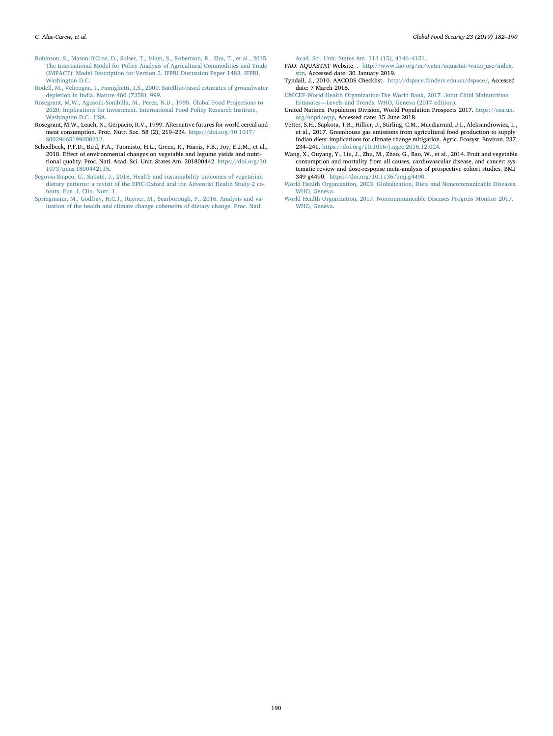Robinson, S., Mason-D'Croz, D., Sulser, T., Islam, S., Robertson, R., Zhu, T., et al., 2015. The International Model for Policy Analysis of Agricultural Commodities and Trade (IMPACT): Model Description for Version 3. IFPRI Discussion Paper 1483. IFPRI, Washington D.C.

Rodell, M., Velicogna, I., Famiglietti, J.S., 2009. Satellite-based estimates of groundwater depletion in India. Nature 460 (7258), 999.

Rosegrant, M.W., Agcaoili-Sombilla, M., Perez, N.D., 1995. Global Food Projections to 2020: Implications for Investment. International Food Policy Research Institute, Washington D.C., USA.

Rosegrant, M.W., Leach, N., Gerpacio, R.V., 1999. Alternative futures for world cereal and meat consumption. Proc. Nutr. Soc. 58 (2), 219–234. https://doi.org/10.1017/S0029665199000312.

Scheelbeek, P.F.D., Bird, F.A., Tuomisto, H.L., Green, R., Harris, F.B., Joy, E.J.M., et al., 2018. Effect of environmental changes on vegetable and legume yields and nutritional quality. Proc. Natl. Acad. Sci. Unit. States Am. 201800442. https://doi.org/10.1073/pnas.1800442115.

Segovia-Siapco, G., Sabaté, J., 2018. Health and sustainability outcomes of vegetarian dietary patterns: a revisit of the EPIC-Oxford and the Adventist Health Study-2 cohorts. Eur. J. Clin. Nutr. 1.

Springmann, M., Godfray, H.C.J., Rayner, M., Scarborough, P., 2016. Analysis and valuation of the health and climate change cobenefits of dietary change. Proc. Natl. Acad. Sci. Unit. States Am. 113 (15), 4146–4151.

FAO. AQUASTAT Website. . http://www.fao.org/nr/water/aquastat/water_use/index.stm, Accessed date: 30 January 2019.

Tyndall, J., 2010. AACODS Checklist. http://dspace.flinders.edu.au/dspace/, Accessed date: 7 March 2018.

UNICEF-World Health Organization-The World Bank, 2017. Joint Child Malnutrition Estimates—Levels and Trends. WHO, Geneva (2017 edition).

United Nations. Population Division, World Population Prospects 2017. https://esa.un.org/unpd/wpp, Accessed date: 15 June 2018.

Vetter, S.H., Sapkota, T.B., Hillier, J., Stirling, C.M., Macdiarmid, J.I., Aleksandrowicz, L., et al., 2017. Greenhouse gas emissions from agricultural food production to supply Indian diets: implications for climate change mitigation. Agric. Ecosyst. Environ. 237, 234–241. https://doi.org/10.1016/j.agee.2016.12.024.

Wang, X., Ouyang, Y., Liu, J., Zhu, M., Zhao, G., Bao, W., et al., 2014. Fruit and vegetable consumption and mortality from all causes, cardiovascular disease, and cancer: systematic review and dose-response meta-analysis of prospective cohort studies. BMJ 349 g4490. https://doi.org/10.1136/bmj.g4490.

World Health Organization, 2003. Globalization, Diets and Noncommunicable Diseases. WHO, Geneva.

World Health Organization, 2017. Noncommunicable Diseases Progress Monitor 2017. WHO, Geneva.